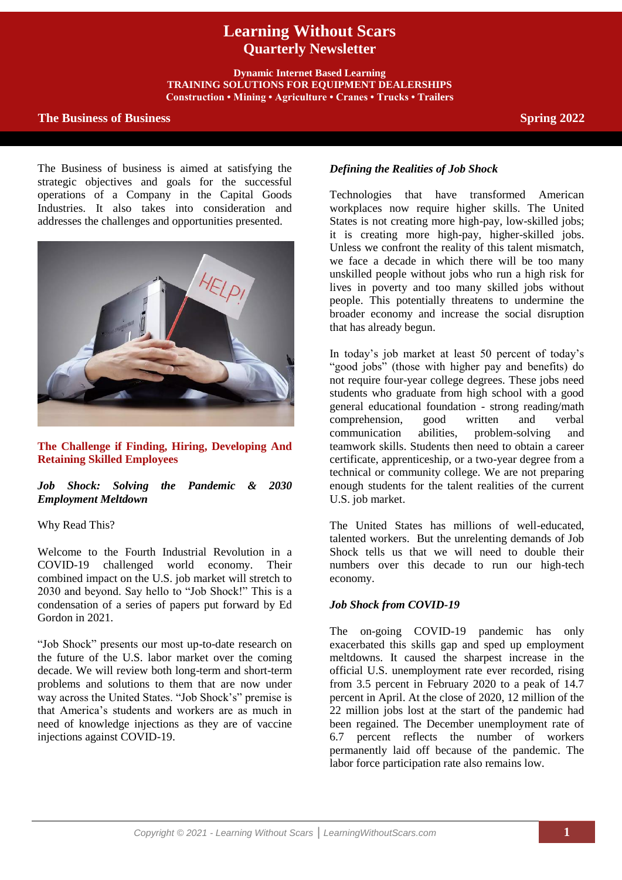# Learning Without Scars
## Quarterly Newsletter

**Dynamic Internet Based Learning**
**TRAINING SOLUTIONS FOR EQUIPMENT DEALERSHIPS**
**Construction • Mining • Agriculture • Cranes • Trucks • Trailers**

**The Business of Business** **Spring 2022**

The Business of business is aimed at satisfying the strategic objectives and goals for the successful operations of a Company in the Capital Goods Industries. It also takes into consideration and addresses the challenges and opportunities presented.

### The Challenge if Finding, Hiring, Developing And Retaining Skilled Employees

***Job Shock: Solving the Pandemic & 2030 Employment Meltdown***

Why Read This?

Welcome to the Fourth Industrial Revolution in a COVID-19 challenged world economy. Their combined impact on the U.S. job market will stretch to 2030 and beyond. Say hello to "Job Shock!" This is a condensation of a series of papers put forward by Ed Gordon in 2021.

"Job Shock" presents our most up-to-date research on the future of the U.S. labor market over the coming decade. We will review both long-term and short-term problems and solutions to them that are now under way across the United States. "Job Shock's" premise is that America's students and workers are as much in need of knowledge injections as they are of vaccine injections against COVID-19.

***Defining the Realities of Job Shock***

Technologies that have transformed American workplaces now require higher skills. The United States is not creating more high-pay, low-skilled jobs; it is creating more high-pay, higher-skilled jobs. Unless we confront the reality of this talent mismatch, we face a decade in which there will be too many unskilled people without jobs who run a high risk for lives in poverty and too many skilled jobs without people. This potentially threatens to undermine the broader economy and increase the social disruption that has already begun.

In today's job market at least 50 percent of today's "good jobs" (those with higher pay and benefits) do not require four-year college degrees. These jobs need students who graduate from high school with a good general educational foundation - strong reading/math comprehension, good written and verbal communication abilities, problem-solving and teamwork skills. Students then need to obtain a career certificate, apprenticeship, or a two-year degree from a technical or community college. We are not preparing enough students for the talent realities of the current U.S. job market.

The United States has millions of well-educated, talented workers. But the unrelenting demands of Job Shock tells us that we will need to double their numbers over this decade to run our high-tech economy.

***Job Shock from COVID-19***

The on-going COVID-19 pandemic has only exacerbated this skills gap and sped up employment meltdowns. It caused the sharpest increase in the official U.S. unemployment rate ever recorded, rising from 3.5 percent in February 2020 to a peak of 14.7 percent in April. At the close of 2020, 12 million of the 22 million jobs lost at the start of the pandemic had been regained. The December unemployment rate of 6.7 percent reflects the number of workers permanently laid off because of the pandemic. The labor force participation rate also remains low.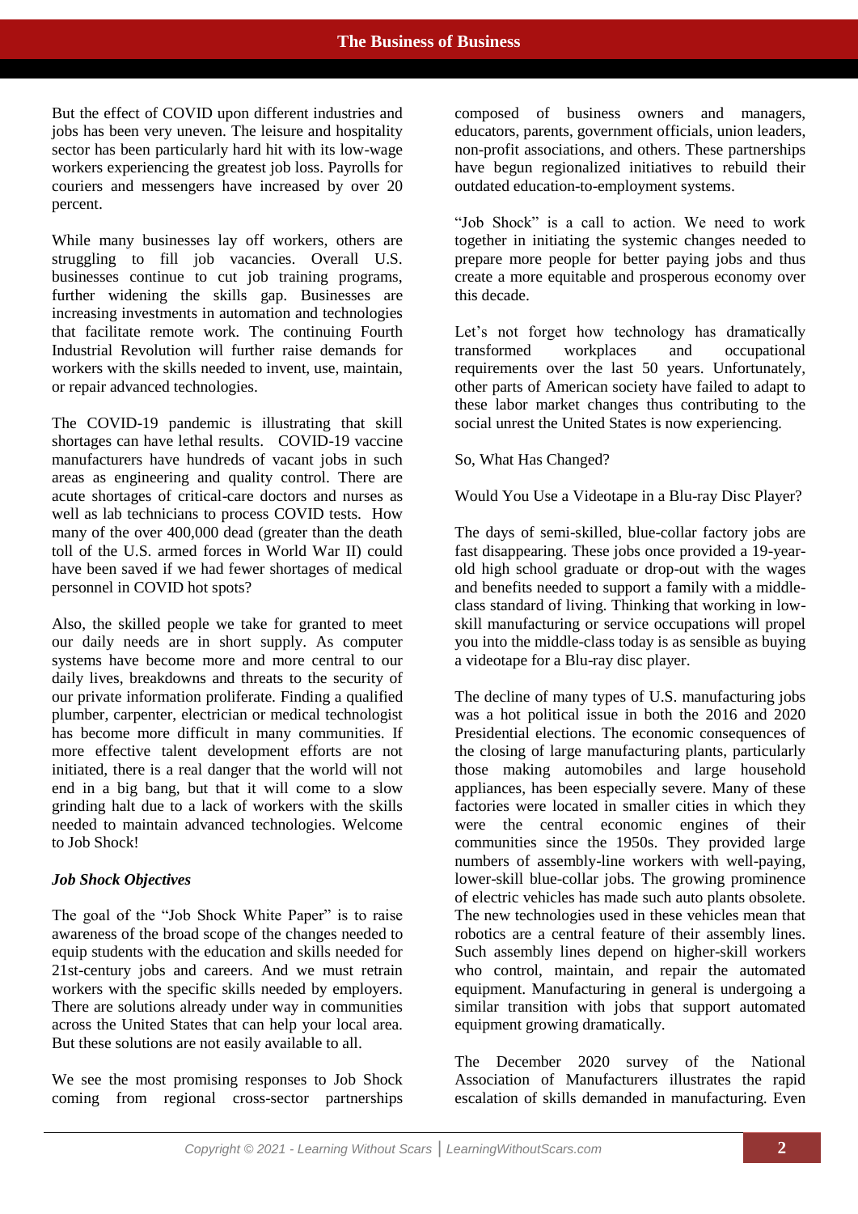But the effect of COVID upon different industries and jobs has been very uneven. The leisure and hospitality sector has been particularly hard hit with its low-wage workers experiencing the greatest job loss. Payrolls for couriers and messengers have increased by over 20 percent.

While many businesses lay off workers, others are struggling to fill job vacancies. Overall U.S. businesses continue to cut job training programs, further widening the skills gap. Businesses are increasing investments in automation and technologies that facilitate remote work. The continuing Fourth Industrial Revolution will further raise demands for workers with the skills needed to invent, use, maintain, or repair advanced technologies.

The COVID-19 pandemic is illustrating that skill shortages can have lethal results. COVID-19 vaccine manufacturers have hundreds of vacant jobs in such areas as engineering and quality control. There are acute shortages of critical-care doctors and nurses as well as lab technicians to process COVID tests. How many of the over 400,000 dead (greater than the death toll of the U.S. armed forces in World War II) could have been saved if we had fewer shortages of medical personnel in COVID hot spots?

Also, the skilled people we take for granted to meet our daily needs are in short supply. As computer systems have become more and more central to our daily lives, breakdowns and threats to the security of our private information proliferate. Finding a qualified plumber, carpenter, electrician or medical technologist has become more difficult in many communities. If more effective talent development efforts are not initiated, there is a real danger that the world will not end in a big bang, but that it will come to a slow grinding halt due to a lack of workers with the skills needed to maintain advanced technologies. Welcome to Job Shock!

### *Job Shock Objectives*

The goal of the "Job Shock White Paper" is to raise awareness of the broad scope of the changes needed to equip students with the education and skills needed for 21st-century jobs and careers. And we must retrain workers with the specific skills needed by employers. There are solutions already under way in communities across the United States that can help your local area. But these solutions are not easily available to all.

We see the most promising responses to Job Shock coming from regional cross-sector partnerships composed of business owners and managers, educators, parents, government officials, union leaders, non-profit associations, and others. These partnerships have begun regionalized initiatives to rebuild their outdated education-to-employment systems.

"Job Shock" is a call to action. We need to work together in initiating the systemic changes needed to prepare more people for better paying jobs and thus create a more equitable and prosperous economy over this decade.

Let's not forget how technology has dramatically transformed workplaces and occupational requirements over the last 50 years. Unfortunately, other parts of American society have failed to adapt to these labor market changes thus contributing to the social unrest the United States is now experiencing.

So, What Has Changed?

Would You Use a Videotape in a Blu-ray Disc Player?

The days of semi-skilled, blue-collar factory jobs are fast disappearing. These jobs once provided a 19-year-old high school graduate or drop-out with the wages and benefits needed to support a family with a middle-class standard of living. Thinking that working in low-skill manufacturing or service occupations will propel you into the middle-class today is as sensible as buying a videotape for a Blu-ray disc player.

The decline of many types of U.S. manufacturing jobs was a hot political issue in both the 2016 and 2020 Presidential elections. The economic consequences of the closing of large manufacturing plants, particularly those making automobiles and large household appliances, has been especially severe. Many of these factories were located in smaller cities in which they were the central economic engines of their communities since the 1950s. They provided large numbers of assembly-line workers with well-paying, lower-skill blue-collar jobs. The growing prominence of electric vehicles has made such auto plants obsolete. The new technologies used in these vehicles mean that robotics are a central feature of their assembly lines. Such assembly lines depend on higher-skill workers who control, maintain, and repair the automated equipment. Manufacturing in general is undergoing a similar transition with jobs that support automated equipment growing dramatically.

The December 2020 survey of the National Association of Manufacturers illustrates the rapid escalation of skills demanded in manufacturing. Even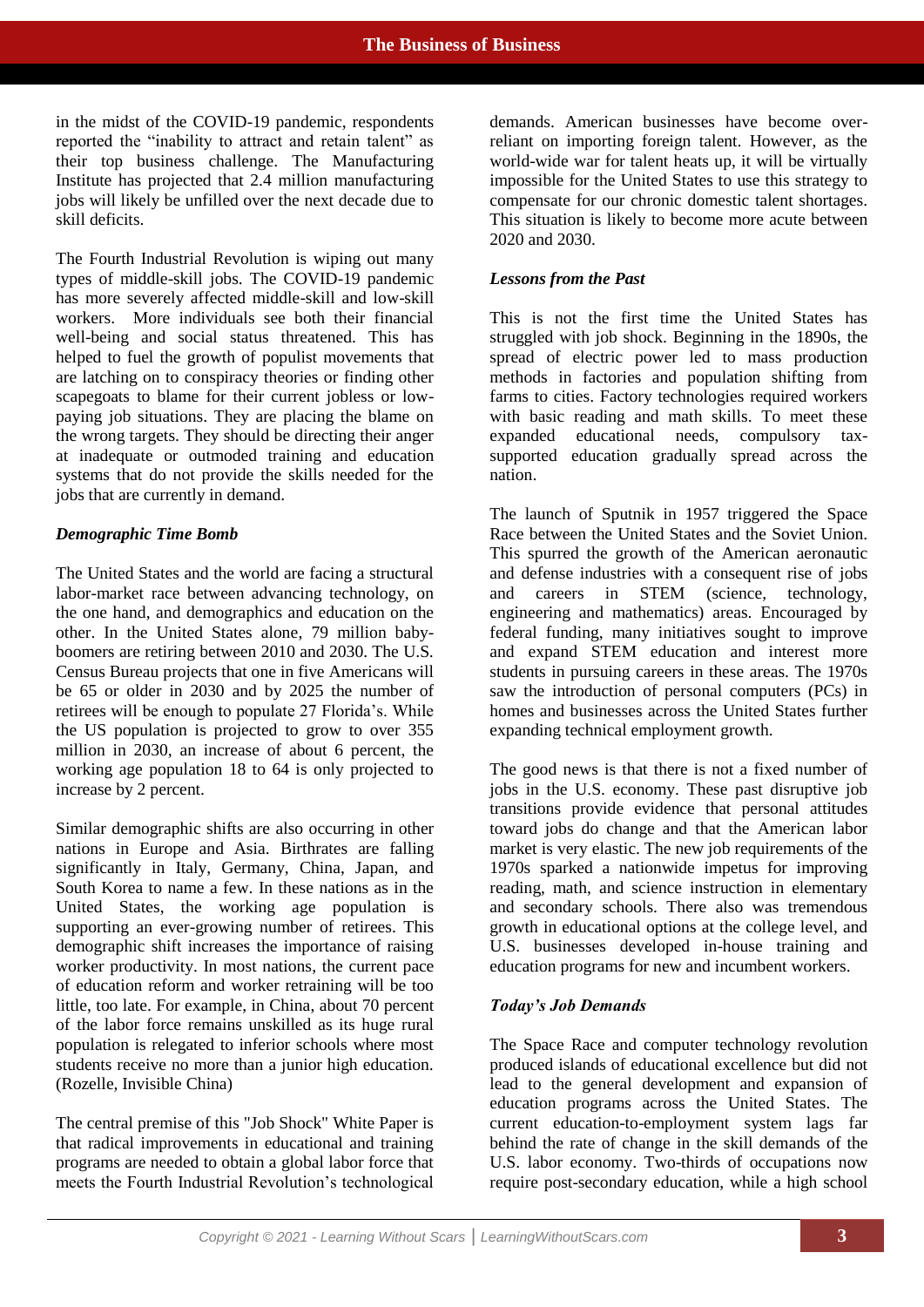in the midst of the COVID-19 pandemic, respondents reported the "inability to attract and retain talent" as their top business challenge. The Manufacturing Institute has projected that 2.4 million manufacturing jobs will likely be unfilled over the next decade due to skill deficits.

The Fourth Industrial Revolution is wiping out many types of middle-skill jobs. The COVID-19 pandemic has more severely affected middle-skill and low-skill workers. More individuals see both their financial well-being and social status threatened. This has helped to fuel the growth of populist movements that are latching on to conspiracy theories or finding other scapegoats to blame for their current jobless or low-paying job situations. They are placing the blame on the wrong targets. They should be directing their anger at inadequate or outmoded training and education systems that do not provide the skills needed for the jobs that are currently in demand.

### *Demographic Time Bomb*

The United States and the world are facing a structural labor-market race between advancing technology, on the one hand, and demographics and education on the other. In the United States alone, 79 million baby-boomers are retiring between 2010 and 2030. The U.S. Census Bureau projects that one in five Americans will be 65 or older in 2030 and by 2025 the number of retirees will be enough to populate 27 Florida's. While the US population is projected to grow to over 355 million in 2030, an increase of about 6 percent, the working age population 18 to 64 is only projected to increase by 2 percent.

Similar demographic shifts are also occurring in other nations in Europe and Asia. Birthrates are falling significantly in Italy, Germany, China, Japan, and South Korea to name a few. In these nations as in the United States, the working age population is supporting an ever-growing number of retirees. This demographic shift increases the importance of raising worker productivity. In most nations, the current pace of education reform and worker retraining will be too little, too late. For example, in China, about 70 percent of the labor force remains unskilled as its huge rural population is relegated to inferior schools where most students receive no more than a junior high education. (Rozelle, Invisible China)

The central premise of this "Job Shock" White Paper is that radical improvements in educational and training programs are needed to obtain a global labor force that meets the Fourth Industrial Revolution's technological demands. American businesses have become over-reliant on importing foreign talent. However, as the world-wide war for talent heats up, it will be virtually impossible for the United States to use this strategy to compensate for our chronic domestic talent shortages. This situation is likely to become more acute between 2020 and 2030.

### *Lessons from the Past*

This is not the first time the United States has struggled with job shock. Beginning in the 1890s, the spread of electric power led to mass production methods in factories and population shifting from farms to cities. Factory technologies required workers with basic reading and math skills. To meet these expanded educational needs, compulsory tax-supported education gradually spread across the nation.

The launch of Sputnik in 1957 triggered the Space Race between the United States and the Soviet Union. This spurred the growth of the American aeronautic and defense industries with a consequent rise of jobs and careers in STEM (science, technology, engineering and mathematics) areas. Encouraged by federal funding, many initiatives sought to improve and expand STEM education and interest more students in pursuing careers in these areas. The 1970s saw the introduction of personal computers (PCs) in homes and businesses across the United States further expanding technical employment growth.

The good news is that there is not a fixed number of jobs in the U.S. economy. These past disruptive job transitions provide evidence that personal attitudes toward jobs do change and that the American labor market is very elastic. The new job requirements of the 1970s sparked a nationwide impetus for improving reading, math, and science instruction in elementary and secondary schools. There also was tremendous growth in educational options at the college level, and U.S. businesses developed in-house training and education programs for new and incumbent workers.

### *Today's Job Demands*

The Space Race and computer technology revolution produced islands of educational excellence but did not lead to the general development and expansion of education programs across the United States. The current education-to-employment system lags far behind the rate of change in the skill demands of the U.S. labor economy. Two-thirds of occupations now require post-secondary education, while a high school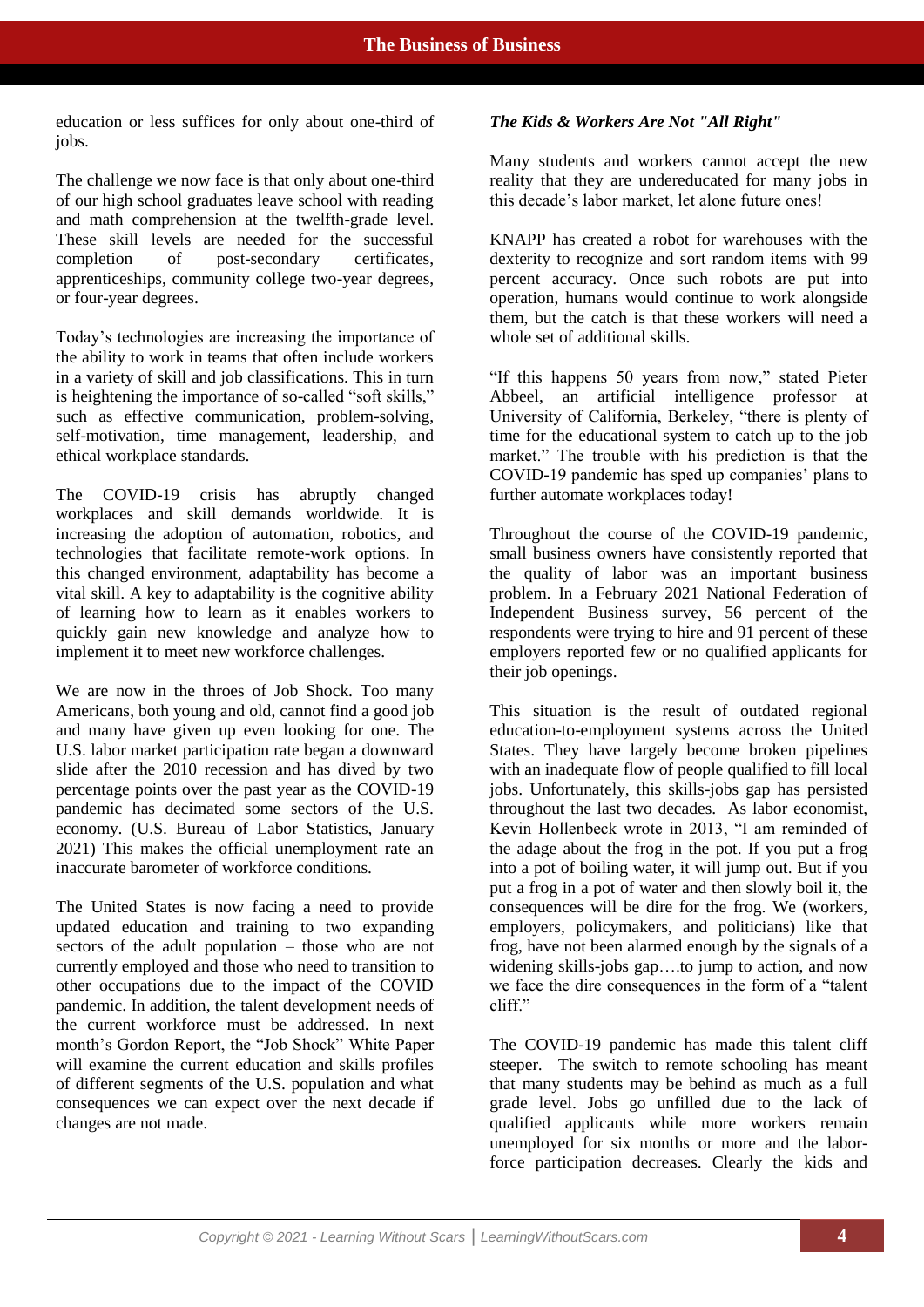education or less suffices for only about one-third of jobs.

The challenge we now face is that only about one-third of our high school graduates leave school with reading and math comprehension at the twelfth-grade level. These skill levels are needed for the successful completion of post-secondary certificates, apprenticeships, community college two-year degrees, or four-year degrees.

Today's technologies are increasing the importance of the ability to work in teams that often include workers in a variety of skill and job classifications. This in turn is heightening the importance of so-called "soft skills," such as effective communication, problem-solving, self-motivation, time management, leadership, and ethical workplace standards.

The COVID-19 crisis has abruptly changed workplaces and skill demands worldwide. It is increasing the adoption of automation, robotics, and technologies that facilitate remote-work options. In this changed environment, adaptability has become a vital skill. A key to adaptability is the cognitive ability of learning how to learn as it enables workers to quickly gain new knowledge and analyze how to implement it to meet new workforce challenges.

We are now in the throes of Job Shock. Too many Americans, both young and old, cannot find a good job and many have given up even looking for one. The U.S. labor market participation rate began a downward slide after the 2010 recession and has dived by two percentage points over the past year as the COVID-19 pandemic has decimated some sectors of the U.S. economy. (U.S. Bureau of Labor Statistics, January 2021) This makes the official unemployment rate an inaccurate barometer of workforce conditions.

The United States is now facing a need to provide updated education and training to two expanding sectors of the adult population – those who are not currently employed and those who need to transition to other occupations due to the impact of the COVID pandemic. In addition, the talent development needs of the current workforce must be addressed. In next month's Gordon Report, the "Job Shock" White Paper will examine the current education and skills profiles of different segments of the U.S. population and what consequences we can expect over the next decade if changes are not made.

### *The Kids & Workers Are Not "All Right"*

Many students and workers cannot accept the new reality that they are undereducated for many jobs in this decade's labor market, let alone future ones!

KNAPP has created a robot for warehouses with the dexterity to recognize and sort random items with 99 percent accuracy. Once such robots are put into operation, humans would continue to work alongside them, but the catch is that these workers will need a whole set of additional skills.

"If this happens 50 years from now," stated Pieter Abbeel, an artificial intelligence professor at University of California, Berkeley, "there is plenty of time for the educational system to catch up to the job market." The trouble with his prediction is that the COVID-19 pandemic has sped up companies' plans to further automate workplaces today!

Throughout the course of the COVID-19 pandemic, small business owners have consistently reported that the quality of labor was an important business problem. In a February 2021 National Federation of Independent Business survey, 56 percent of the respondents were trying to hire and 91 percent of these employers reported few or no qualified applicants for their job openings.

This situation is the result of outdated regional education-to-employment systems across the United States. They have largely become broken pipelines with an inadequate flow of people qualified to fill local jobs. Unfortunately, this skills-jobs gap has persisted throughout the last two decades. As labor economist, Kevin Hollenbeck wrote in 2013, "I am reminded of the adage about the frog in the pot. If you put a frog into a pot of boiling water, it will jump out. But if you put a frog in a pot of water and then slowly boil it, the consequences will be dire for the frog. We (workers, employers, policymakers, and politicians) like that frog, have not been alarmed enough by the signals of a widening skills-jobs gap….to jump to action, and now we face the dire consequences in the form of a "talent cliff."

The COVID-19 pandemic has made this talent cliff steeper. The switch to remote schooling has meant that many students may be behind as much as a full grade level. Jobs go unfilled due to the lack of qualified applicants while more workers remain unemployed for six months or more and the labor-force participation decreases. Clearly the kids and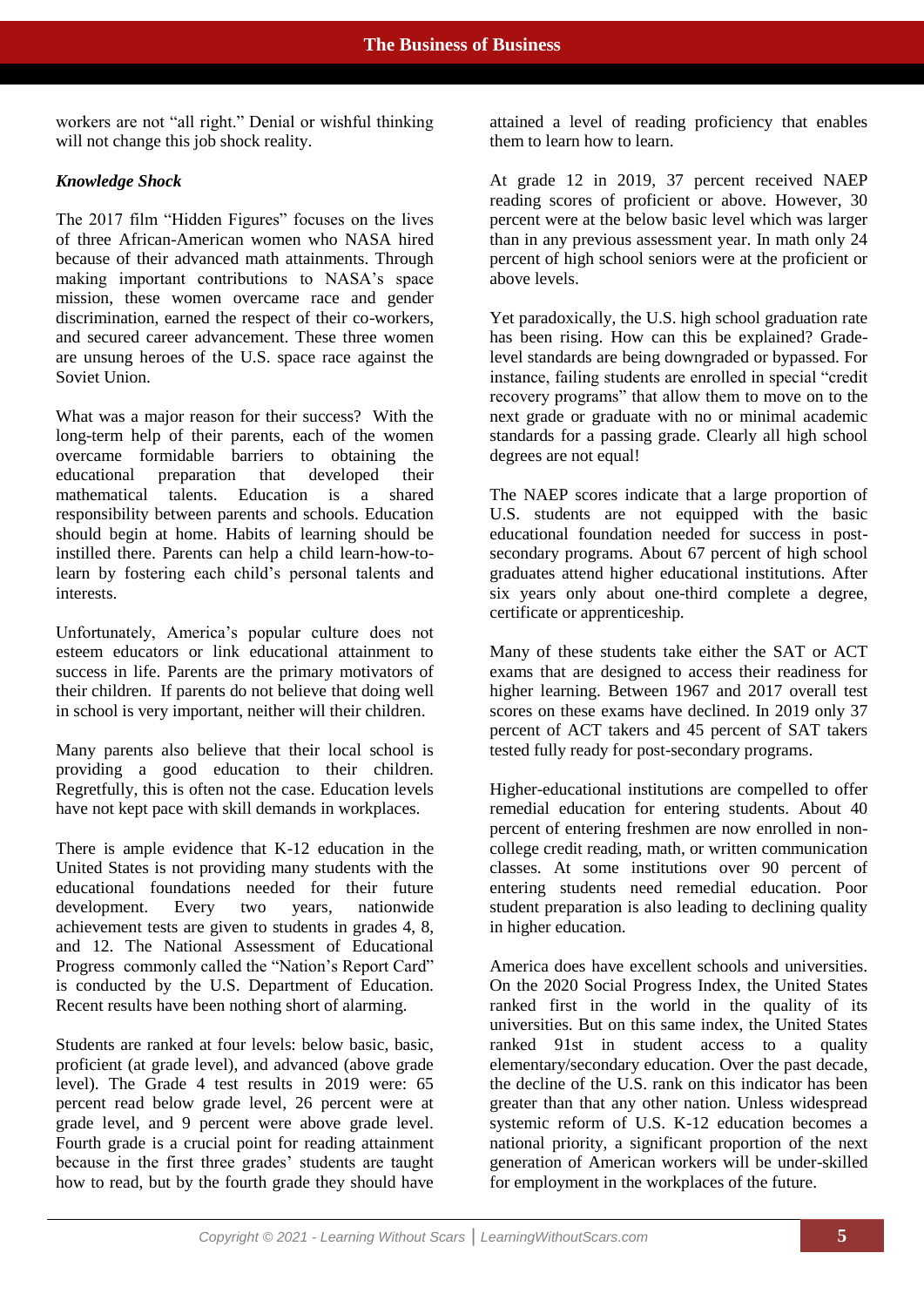workers are not "all right." Denial or wishful thinking will not change this job shock reality.

### *Knowledge Shock*

The 2017 film "Hidden Figures" focuses on the lives of three African-American women who NASA hired because of their advanced math attainments. Through making important contributions to NASA's space mission, these women overcame race and gender discrimination, earned the respect of their co-workers, and secured career advancement. These three women are unsung heroes of the U.S. space race against the Soviet Union.

What was a major reason for their success? With the long-term help of their parents, each of the women overcame formidable barriers to obtaining the educational preparation that developed their mathematical talents. Education is a shared responsibility between parents and schools. Education should begin at home. Habits of learning should be instilled there. Parents can help a child learn-how-to-learn by fostering each child's personal talents and interests.

Unfortunately, America's popular culture does not esteem educators or link educational attainment to success in life. Parents are the primary motivators of their children. If parents do not believe that doing well in school is very important, neither will their children.

Many parents also believe that their local school is providing a good education to their children. Regretfully, this is often not the case. Education levels have not kept pace with skill demands in workplaces.

There is ample evidence that K-12 education in the United States is not providing many students with the educational foundations needed for their future development. Every two years, nationwide achievement tests are given to students in grades 4, 8, and 12. The National Assessment of Educational Progress commonly called the "Nation's Report Card" is conducted by the U.S. Department of Education. Recent results have been nothing short of alarming.

Students are ranked at four levels: below basic, basic, proficient (at grade level), and advanced (above grade level). The Grade 4 test results in 2019 were: 65 percent read below grade level, 26 percent were at grade level, and 9 percent were above grade level. Fourth grade is a crucial point for reading attainment because in the first three grades' students are taught how to read, but by the fourth grade they should have attained a level of reading proficiency that enables them to learn how to learn.

At grade 12 in 2019, 37 percent received NAEP reading scores of proficient or above. However, 30 percent were at the below basic level which was larger than in any previous assessment year. In math only 24 percent of high school seniors were at the proficient or above levels.

Yet paradoxically, the U.S. high school graduation rate has been rising. How can this be explained? Grade-level standards are being downgraded or bypassed. For instance, failing students are enrolled in special "credit recovery programs" that allow them to move on to the next grade or graduate with no or minimal academic standards for a passing grade. Clearly all high school degrees are not equal!

The NAEP scores indicate that a large proportion of U.S. students are not equipped with the basic educational foundation needed for success in post-secondary programs. About 67 percent of high school graduates attend higher educational institutions. After six years only about one-third complete a degree, certificate or apprenticeship.

Many of these students take either the SAT or ACT exams that are designed to access their readiness for higher learning. Between 1967 and 2017 overall test scores on these exams have declined. In 2019 only 37 percent of ACT takers and 45 percent of SAT takers tested fully ready for post-secondary programs.

Higher-educational institutions are compelled to offer remedial education for entering students. About 40 percent of entering freshmen are now enrolled in non-college credit reading, math, or written communication classes. At some institutions over 90 percent of entering students need remedial education. Poor student preparation is also leading to declining quality in higher education.

America does have excellent schools and universities. On the 2020 Social Progress Index, the United States ranked first in the world in the quality of its universities. But on this same index, the United States ranked 91st in student access to a quality elementary/secondary education. Over the past decade, the decline of the U.S. rank on this indicator has been greater than that any other nation. Unless widespread systemic reform of U.S. K-12 education becomes a national priority, a significant proportion of the next generation of American workers will be under-skilled for employment in the workplaces of the future.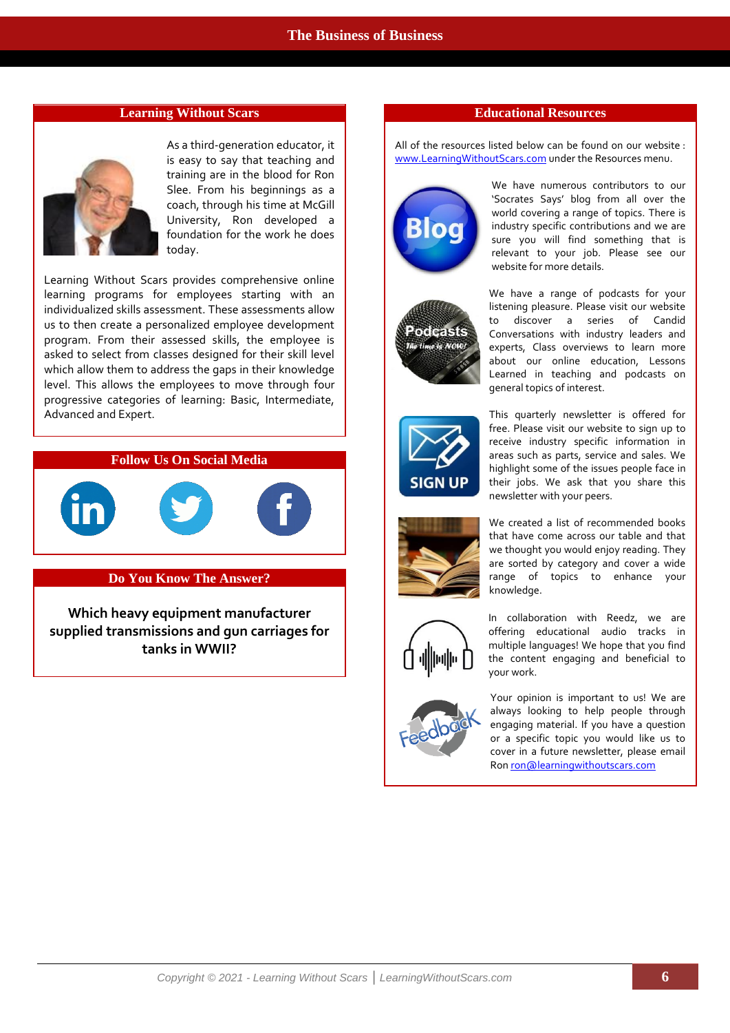## Learning Without Scars

As a third-generation educator, it is easy to say that teaching and training are in the blood for Ron Slee. From his beginnings as a coach, through his time at McGill University, Ron developed a foundation for the work he does today.

Learning Without Scars provides comprehensive online learning programs for employees starting with an individualized skills assessment. These assessments allow us to then create a personalized employee development program. From their assessed skills, the employee is asked to select from classes designed for their skill level which allow them to address the gaps in their knowledge level. This allows the employees to move through four progressive categories of learning: Basic, Intermediate, Advanced and Expert.

## Follow Us On Social Media

## Do You Know The Answer?

**Which heavy equipment manufacturer supplied transmissions and gun carriages for tanks in WWII?**

## Educational Resources

All of the resources listed below can be found on our website : [www.LearningWithoutScars.com](http://www.LearningWithoutScars.com) under the Resources menu.

We have numerous contributors to our 'Socrates Says' blog from all over the world covering a range of topics. There is industry specific contributions and we are sure you will find something that is relevant to your job. Please see our website for more details.

We have a range of podcasts for your listening pleasure. Please visit our website to discover a series of Candid Conversations with industry leaders and experts, Class overviews to learn more about our online education, Lessons Learned in teaching and podcasts on general topics of interest.

This quarterly newsletter is offered for free. Please visit our website to sign up to receive industry specific information in areas such as parts, service and sales. We highlight some of the issues people face in their jobs. We ask that you share this newsletter with your peers.

We created a list of recommended books that have come across our table and that we thought you would enjoy reading. They are sorted by category and cover a wide range of topics to enhance your knowledge.

In collaboration with Reedz, we are offering educational audio tracks in multiple languages! We hope that you find the content engaging and beneficial to your work.

Your opinion is important to us! We are always looking to help people through engaging material. If you have a question or a specific topic you would like us to cover in a future newsletter, please email Ron [ron@learningwithoutscars.com](mailto:ron@learningwithoutscars.com)